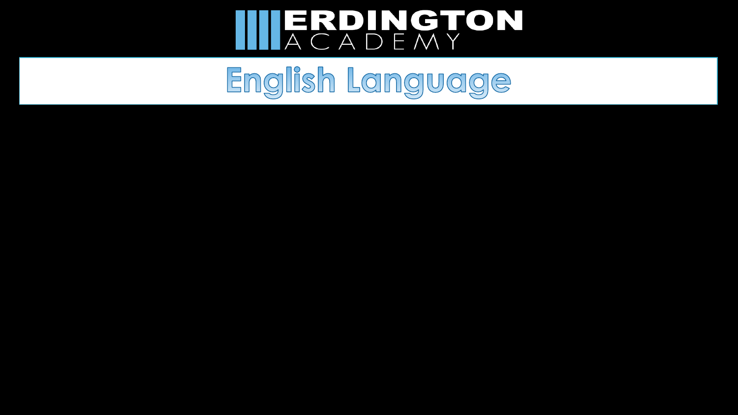ERDINGTON ACADEMY

# English Language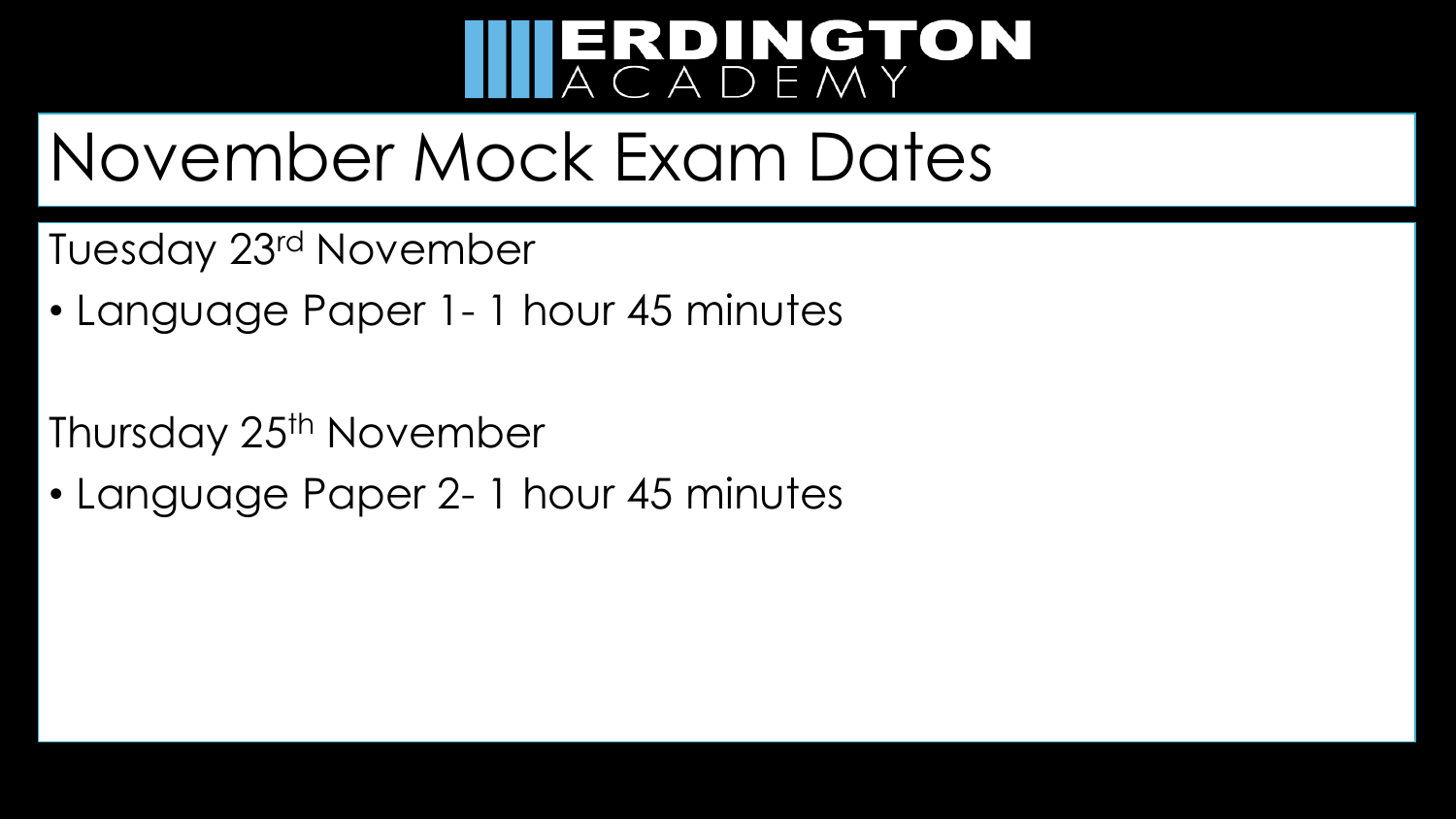# November Mock Exam Dates

Tuesday 23rd November

- Language Paper 1- 1 hour 45 minutes

Thursday 25th November

- Language Paper 2- 1 hour 45 minutes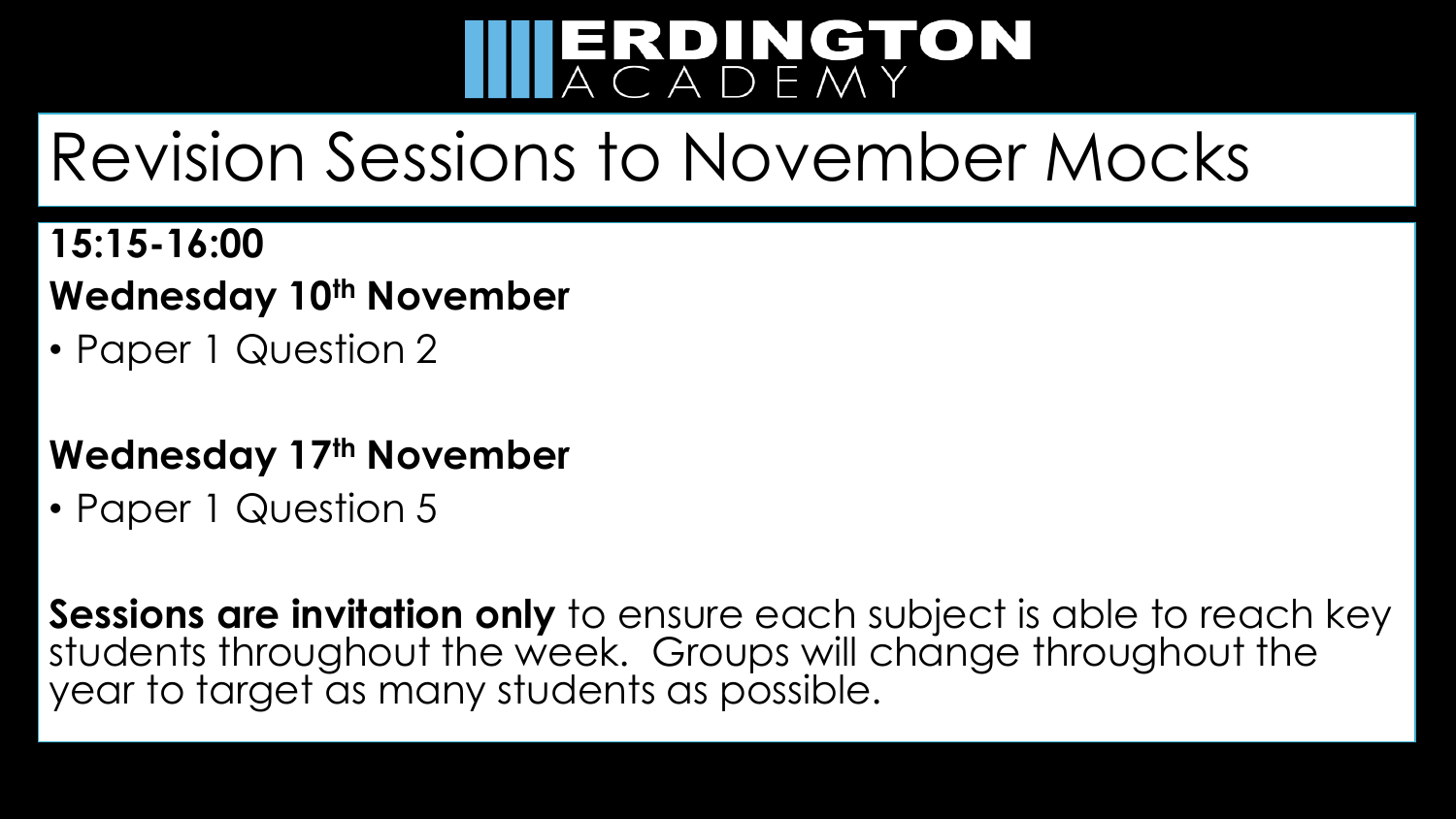ERDINGTON ACADEMY

# Revision Sessions to November Mocks

**15:15-16:00**

**Wednesday 10th November**

- Paper 1 Question 2

**Wednesday 17th November**

- Paper 1 Question 5

**Sessions are invitation only** to ensure each subject is able to reach key students throughout the week. Groups will change throughout the year to target as many students as possible.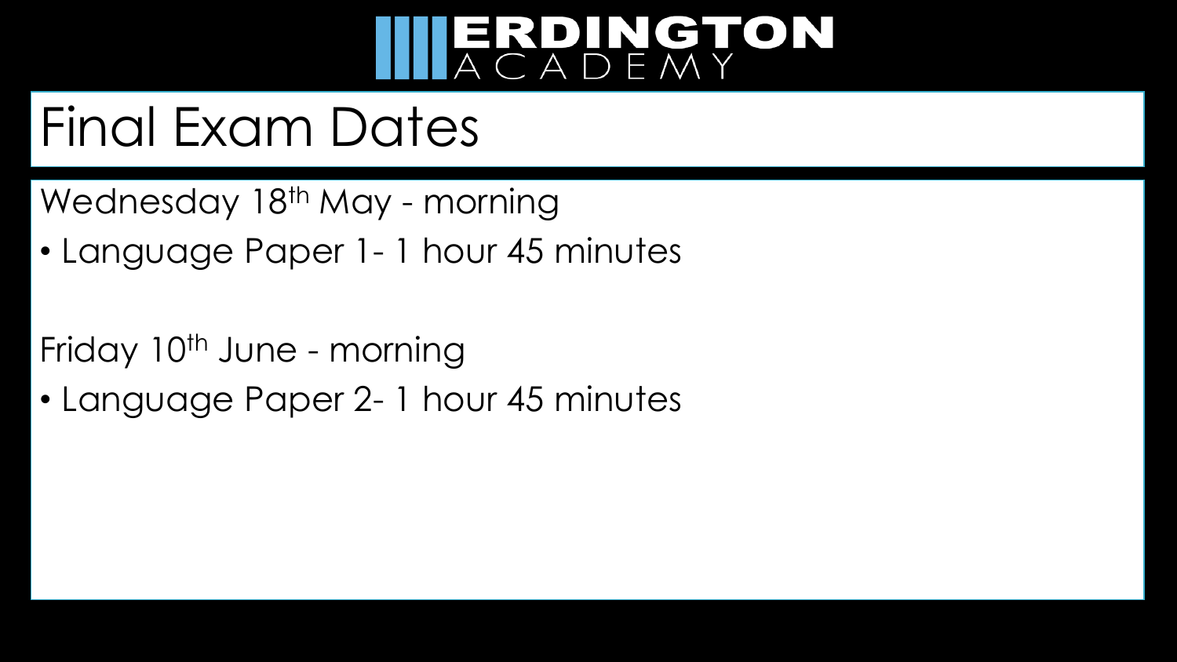# Final Exam Dates

Wednesday 18th May - morning

- Language Paper 1- 1 hour 45 minutes

Friday 10th June - morning

- Language Paper 2- 1 hour 45 minutes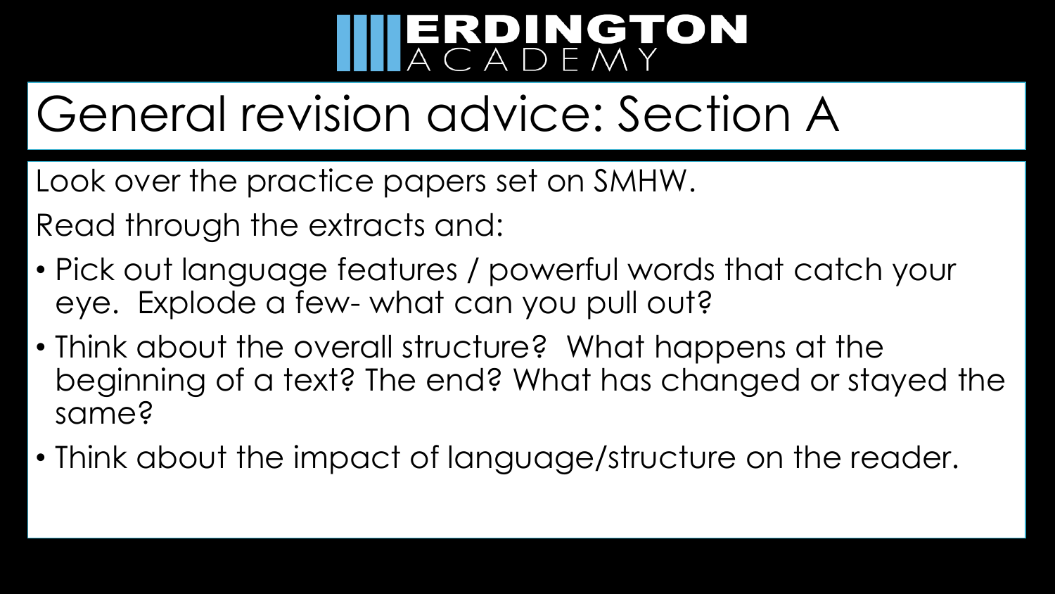# General revision advice: Section A

Look over the practice papers set on SMHW.

Read through the extracts and:

- Pick out language features / powerful words that catch your eye. Explode a few- what can you pull out?
- Think about the overall structure? What happens at the beginning of a text? The end? What has changed or stayed the same?
- Think about the impact of language/structure on the reader.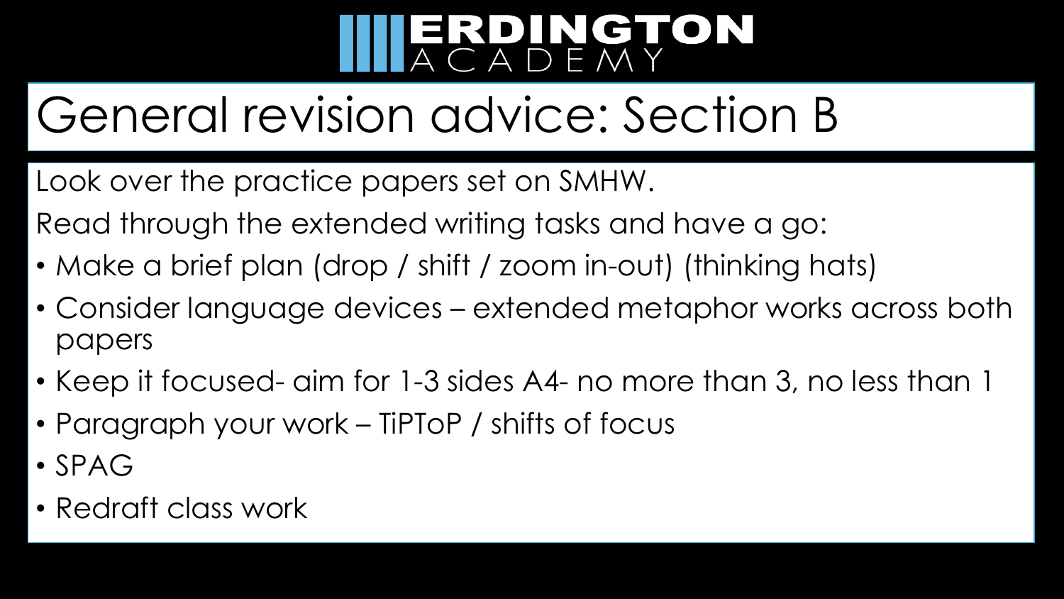# General revision advice: Section B

Look over the practice papers set on SMHW.

Read through the extended writing tasks and have a go:

- Make a brief plan (drop / shift / zoom in-out) (thinking hats)
- Consider language devices – extended metaphor works across both papers
- Keep it focused- aim for 1-3 sides A4- no more than 3, no less than 1
- Paragraph your work – TiPToP / shifts of focus
- SPAG
- Redraft class work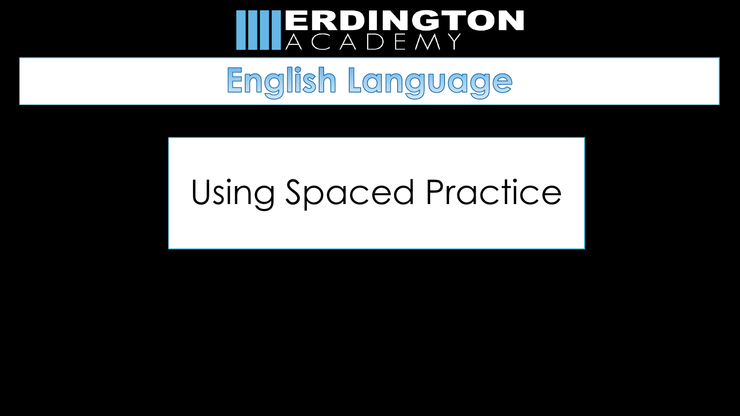ERDINGTON ACADEMY

# English Language

## Using Spaced Practice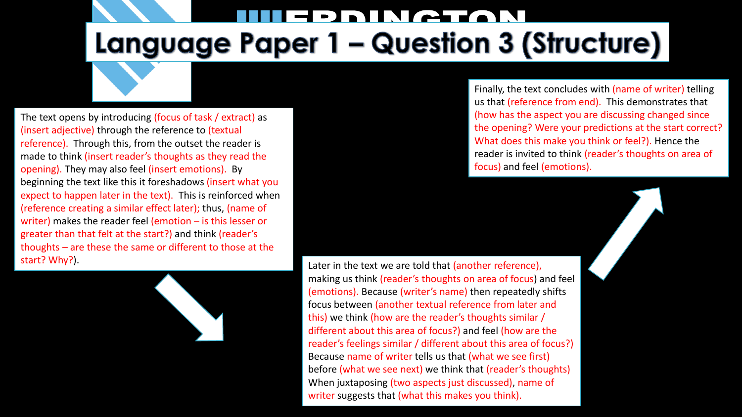# Language Paper 1 – Question 3 (Structure)

The text opens by introducing (focus of task / extract) as (insert adjective) through the reference to (textual reference). Through this, from the outset the reader is made to think (insert reader's thoughts as they read the opening). They may also feel (insert emotions). By beginning the text like this it foreshadows (insert what you expect to happen later in the text). This is reinforced when (reference creating a similar effect later); thus, (name of writer) makes the reader feel (emotion – is this lesser or greater than that felt at the start?) and think (reader's thoughts – are these the same or different to those at the start? Why?).

Later in the text we are told that (another reference), making us think (reader's thoughts on area of focus) and feel (emotions). Because (writer's name) then repeatedly shifts focus between (another textual reference from later and this) we think (how are the reader's thoughts similar / different about this area of focus?) and feel (how are the reader's feelings similar / different about this area of focus?) Because name of writer tells us that (what we see first) before (what we see next) we think that (reader's thoughts) When juxtaposing (two aspects just discussed), name of writer suggests that (what this makes you think).

Finally, the text concludes with (name of writer) telling us that (reference from end). This demonstrates that (how has the aspect you are discussing changed since the opening? Were your predictions at the start correct? What does this make you think or feel?). Hence the reader is invited to think (reader's thoughts on area of focus) and feel (emotions).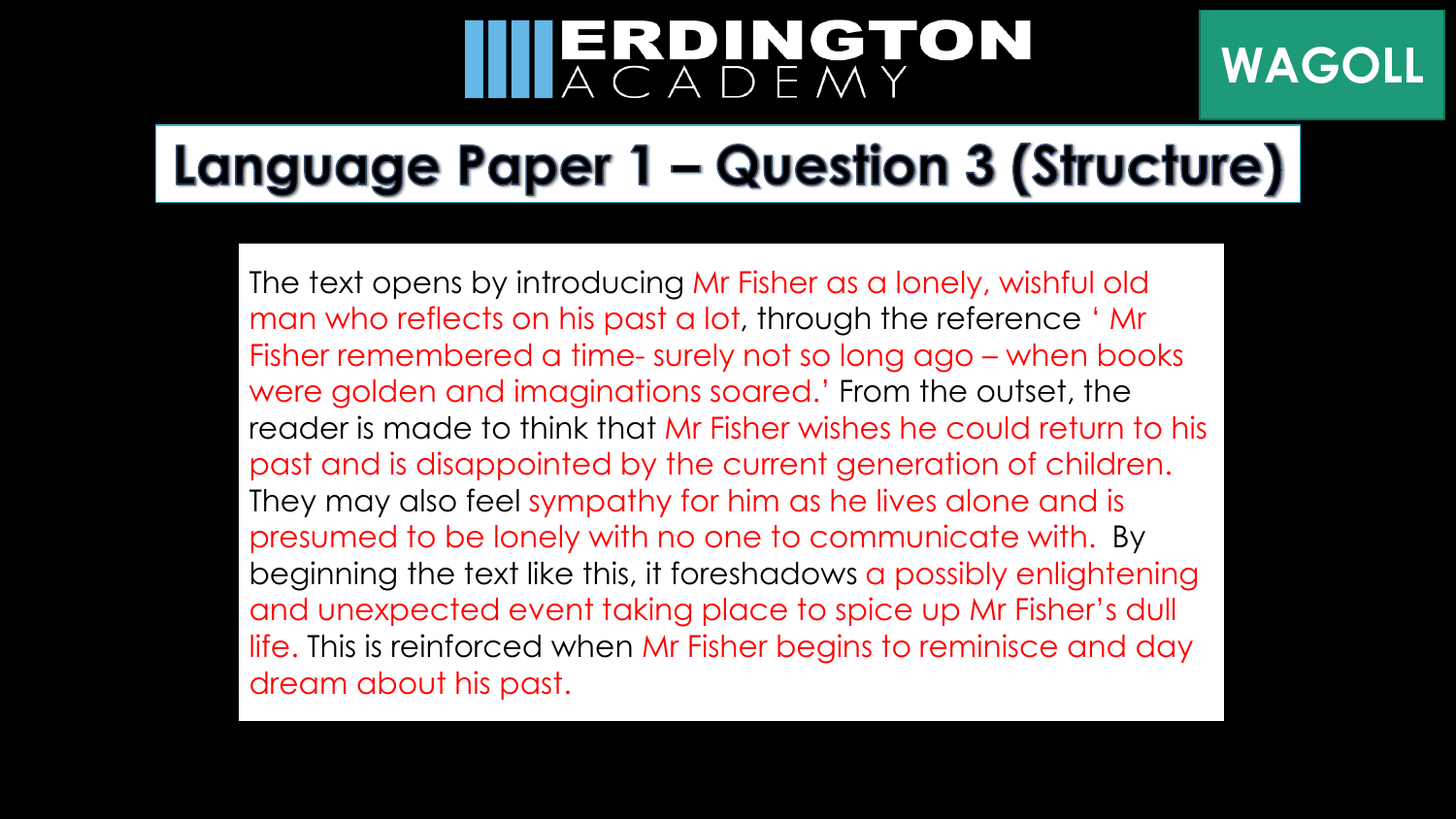ERDINGTON ACADEMY

WAGOLL

# Language Paper 1 – Question 3 (Structure)

The text opens by introducing Mr Fisher as a lonely, wishful old man who reflects on his past a lot, through the reference ' Mr Fisher remembered a time- surely not so long ago – when books were golden and imaginations soared.' From the outset, the reader is made to think that Mr Fisher wishes he could return to his past and is disappointed by the current generation of children. They may also feel sympathy for him as he lives alone and is presumed to be lonely with no one to communicate with. By beginning the text like this, it foreshadows a possibly enlightening and unexpected event taking place to spice up Mr Fisher's dull life. This is reinforced when Mr Fisher begins to reminisce and day dream about his past.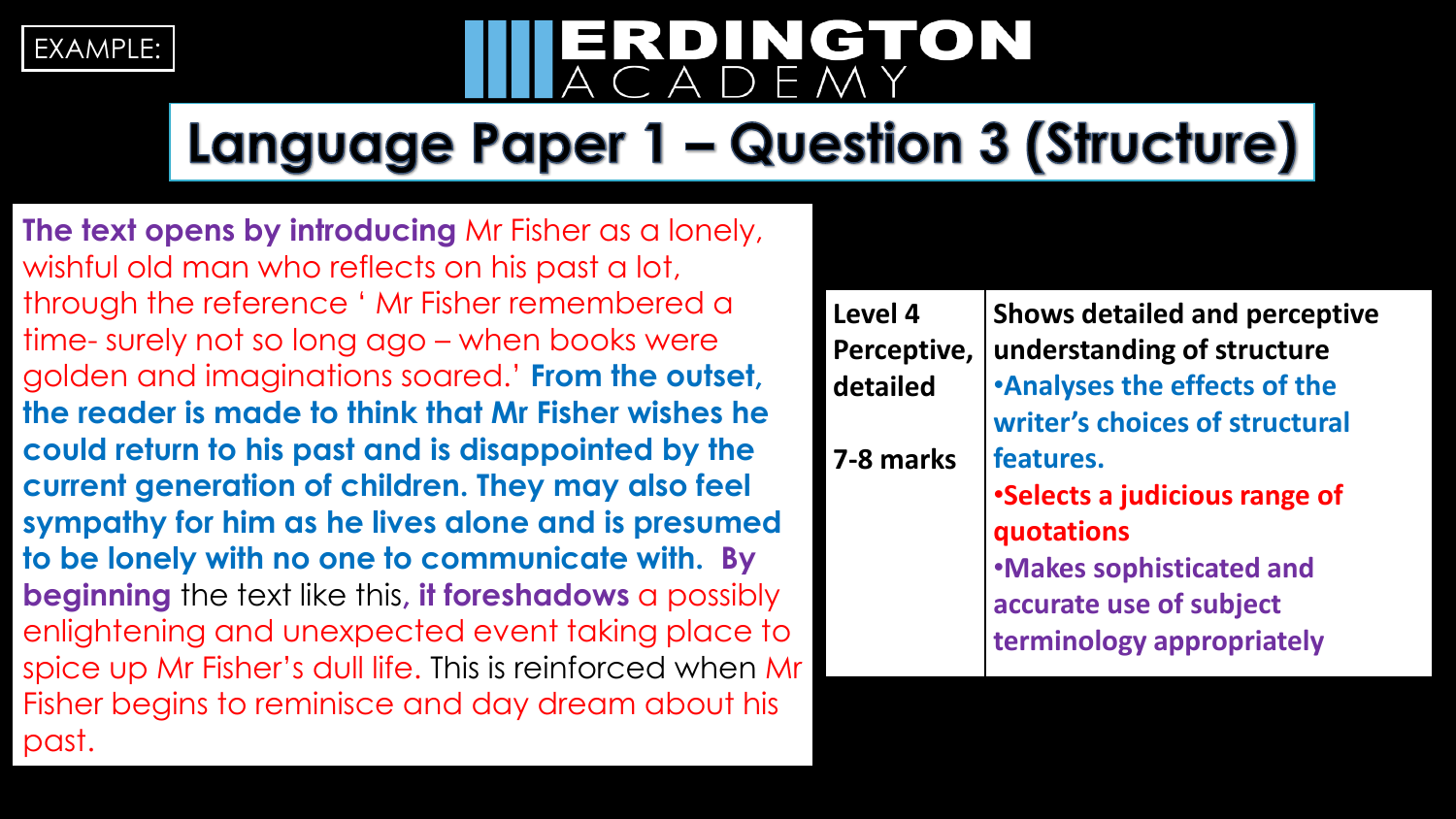EXAMPLE:

ERDINGTON ACADEMY

# Language Paper 1 – Question 3 (Structure)

**The text opens by introducing** Mr Fisher as a lonely, wishful old man who reflects on his past a lot, through the reference ' Mr Fisher remembered a time- surely not so long ago – when books were golden and imaginations soared.' **From the outset, the reader is made to think that Mr Fisher wishes he could return to his past and is disappointed by the current generation of children. They may also feel sympathy for him as he lives alone and is presumed to be lonely with no one to communicate with.** **By beginning** the text like this, **it foreshadows** a possibly enlightening and unexpected event taking place to spice up Mr Fisher's dull life. This is reinforced when Mr Fisher begins to reminisce and day dream about his past.

| Level 4 Perceptive, detailed<br><br>7-8 marks | **Shows detailed and perceptive understanding of structure**<br>**•Analyses the effects of the writer's choices of structural features.**<br>**•Selects a judicious range of quotations**<br>**•Makes sophisticated and accurate use of subject terminology appropriately** |
|---|---|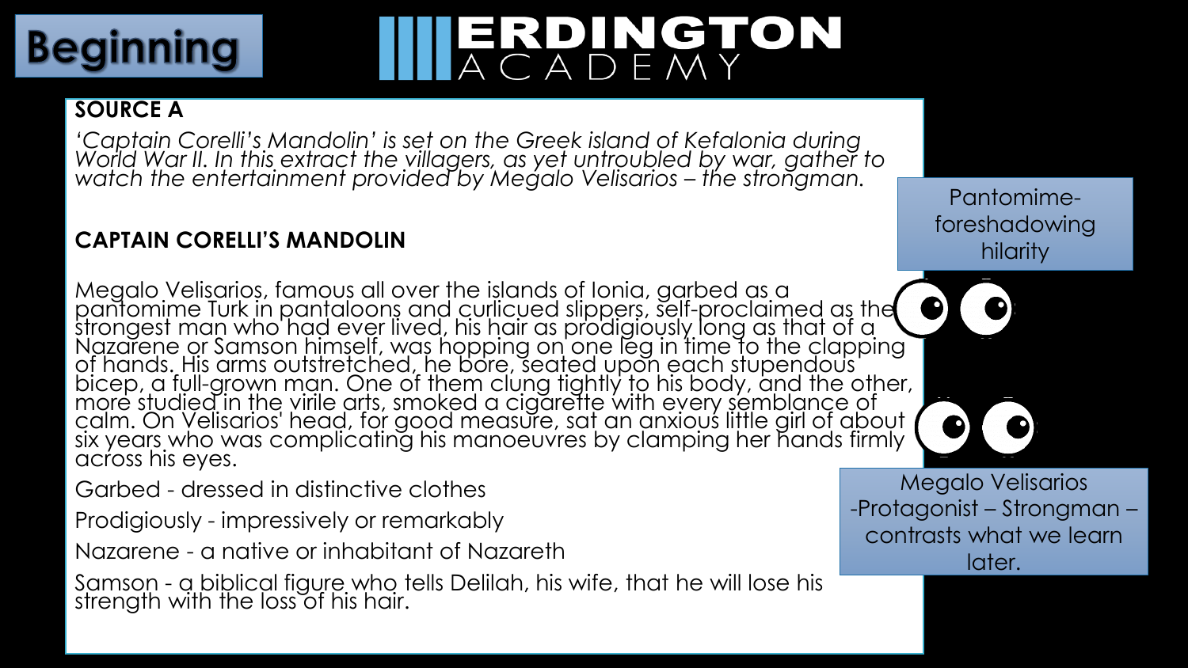# Beginning

## ERDINGTON ACADEMY

**SOURCE A**

*'Captain Corelli's Mandolin' is set on the Greek island of Kefalonia during World War II. In this extract the villagers, as yet untroubled by war, gather to watch the entertainment provided by Megalo Velisarios – the strongman.*

**CAPTAIN CORELLI'S MANDOLIN**

Megalo Velisarios, famous all over the islands of Ionia, garbed as a pantomime Turk in pantaloons and curlicued slippers, self-proclaimed as the strongest man who had ever lived, his hair as prodigiously long as that of a Nazarene or Samson himself, was hopping on one leg in time to the clapping of hands. His arms outstretched, he bore, seated upon each stupendous bicep, a full-grown man. One of them clung tightly to his body, and the other, more studied in the virile arts, smoked a cigarette with every semblance of calm. On Velisarios' head, for good measure, sat an anxious little girl of about six years who was complicating his manoeuvres by clamping her hands firmly across his eyes.

Garbed - dressed in distinctive clothes

Prodigiously - impressively or remarkably

Nazarene - a native or inhabitant of Nazareth

Samson - a biblical figure who tells Delilah, his wife, that he will lose his strength with the loss of his hair.

Pantomime- foreshadowing hilarity

Megalo Velisarios -Protagonist – Strongman – contrasts what we learn later.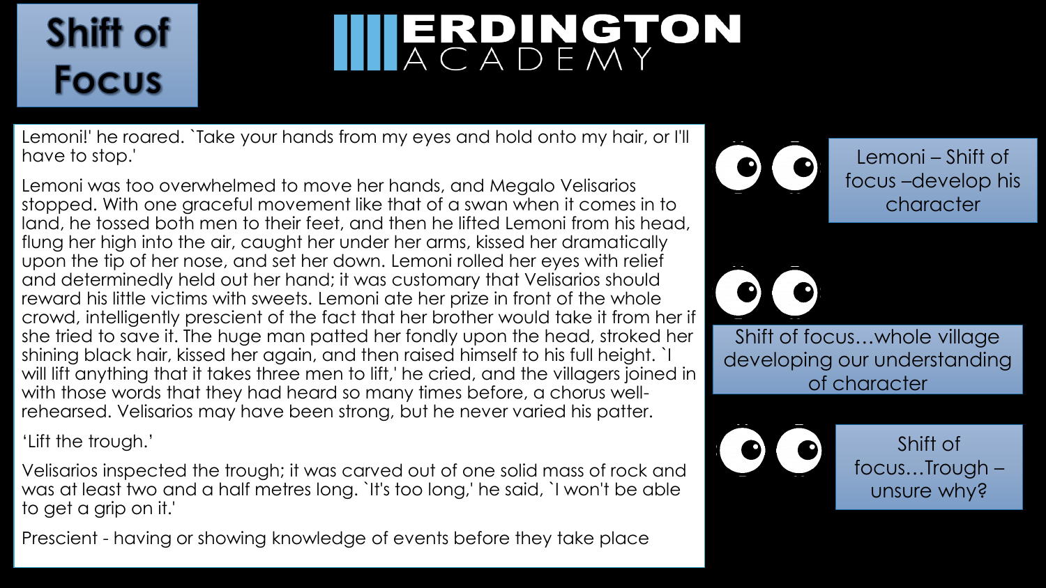# Shift of Focus

ERDINGTON ACADEMY

Lemoni!' he roared. `Take your hands from my eyes and hold onto my hair, or I'll have to stop.'

Lemoni was too overwhelmed to move her hands, and Megalo Velisarios stopped. With one graceful movement like that of a swan when it comes in to land, he tossed both men to their feet, and then he lifted Lemoni from his head, flung her high into the air, caught her under her arms, kissed her dramatically upon the tip of her nose, and set her down. Lemoni rolled her eyes with relief and determinedly held out her hand; it was customary that Velisarios should reward his little victims with sweets. Lemoni ate her prize in front of the whole crowd, intelligently prescient of the fact that her brother would take it from her if she tried to save it. The huge man patted her fondly upon the head, stroked her shining black hair, kissed her again, and then raised himself to his full height. `I will lift anything that it takes three men to lift,' he cried, and the villagers joined in with those words that they had heard so many times before, a chorus well-rehearsed. Velisarios may have been strong, but he never varied his patter.

'Lift the trough.'

Velisarios inspected the trough; it was carved out of one solid mass of rock and was at least two and a half metres long. `It's too long,' he said, `I won't be able to get a grip on it.'

Prescient - having or showing knowledge of events before they take place

Lemoni – Shift of focus –develop his character

Shift of focus…whole village developing our understanding of character

Shift of focus…Trough – unsure why?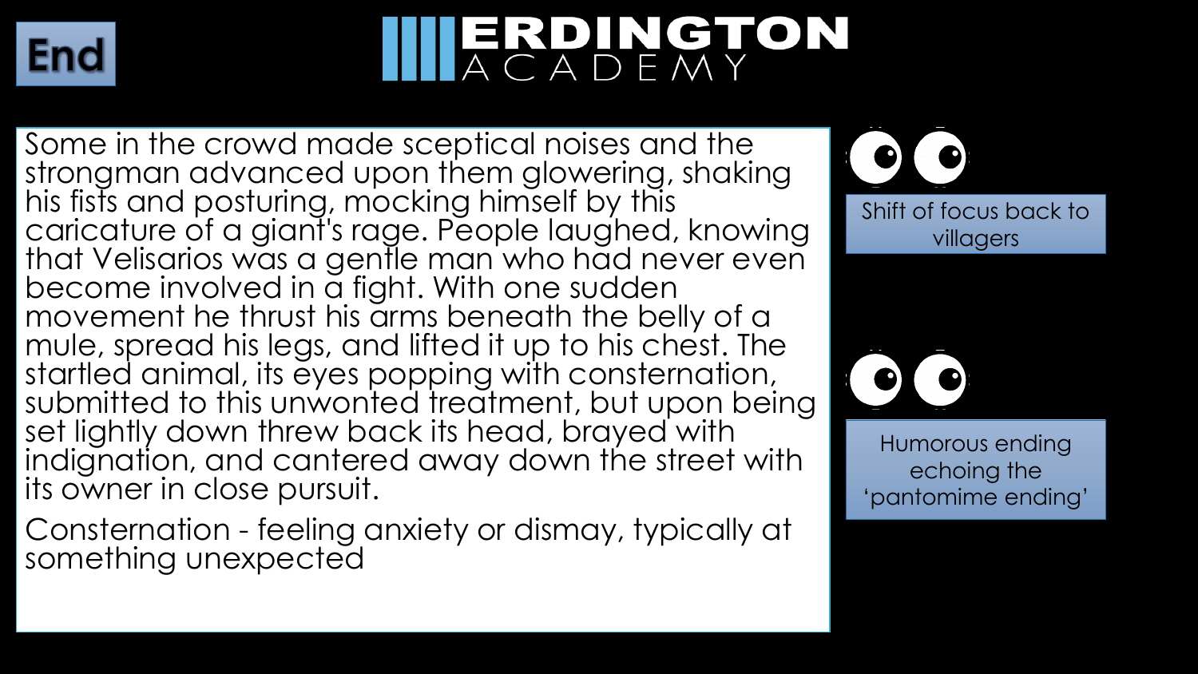# End

Some in the crowd made sceptical noises and the strongman advanced upon them glowering, shaking his fists and posturing, mocking himself by this caricature of a giant's rage. People laughed, knowing that Velisarios was a gentle man who had never even become involved in a fight. With one sudden movement he thrust his arms beneath the belly of a mule, spread his legs, and lifted it up to his chest. The startled animal, its eyes popping with consternation, submitted to this unwonted treatment, but upon being set lightly down threw back its head, brayed with indignation, and cantered away down the street with its owner in close pursuit.

Consternation - feeling anxiety or dismay, typically at something unexpected

Shift of focus back to villagers

Humorous ending echoing the 'pantomime ending'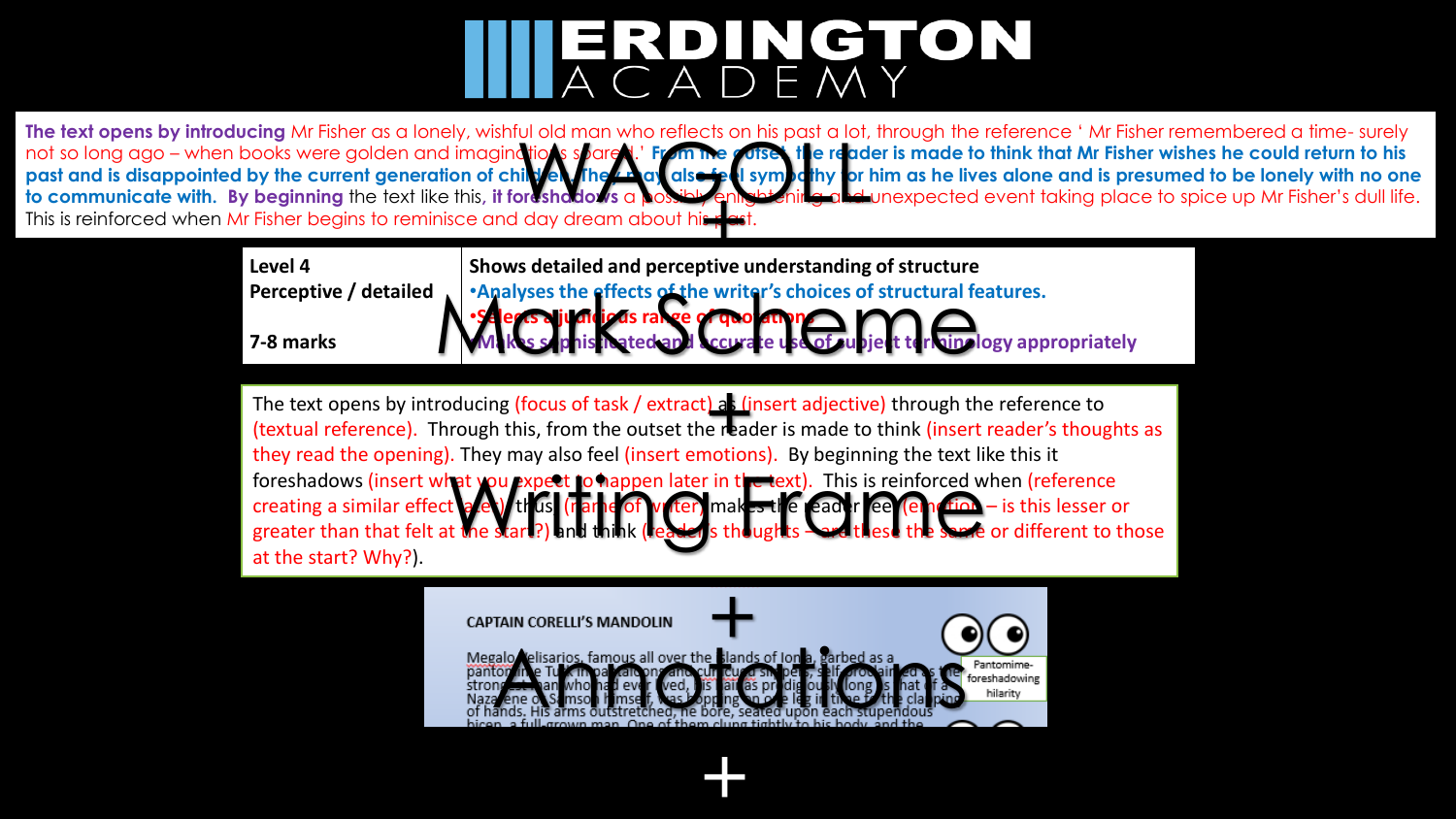# ERDINGTON ACADEMY

**WAGOLL**

The text opens by introducing Mr Fisher as a lonely, wishful old man who reflects on his past a lot, through the reference ' Mr Fisher remembered a time- surely not so long ago – when books were golden and imaginations soared.' From the outset, the reader is made to think that Mr Fisher wishes he could return to his past and is disappointed by the current generation of children. They may also feel sympathy for him as he lives alone and is presumed to be lonely with no one to communicate with. By beginning the text like this, it foreshadows a possibly enlightening and unexpected event taking place to spice up Mr Fisher's dull life. This is reinforced when Mr Fisher begins to reminisce and day dream about his past.

**+**

**Mark Scheme**

| Level 4<br>Perceptive / detailed<br><br>7-8 marks | Shows detailed and perceptive understanding of structure<br>• Analyses the effects of the writer's choices of structural features.<br>• Selects a judicious range of quotations<br>• Makes sophisticated and accurate use of subject terminology appropriately |
|---|---|

**+**

**Writing Frame**

The text opens by introducing (focus of task / extract) as (insert adjective) through the reference to (textual reference). Through this, from the outset the reader is made to think (insert reader's thoughts as they read the opening). They may also feel (insert emotions). By beginning the text like this it foreshadows (insert what you expect to happen later in the text). This is reinforced when (reference creating a similar effect later) thus (name of writer) makes the reader feel (emotion – is this lesser or greater than that felt at the start?) and think (reader's thoughts – are these the same or different to those at the start? Why?).

**+**

**Annotations**

CAPTAIN CORELLI'S MANDOLIN

Megalo Velisarios, famous all over the islands of Ionia, garbed as a pantomime Turk in pantaloons and curlicued slippers, self-proclaimed as the strongest man who had ever lived, his hair as prodigiously long as that of a Nazarene or Samson himself, was hopping on one leg in time to the clapping of hands. His arms outstretched, he bore, seated upon each stupendous bicep, a full-grown man. One of them clung tightly to his body, and the

Pantomime- foreshadowing hilarity

**+**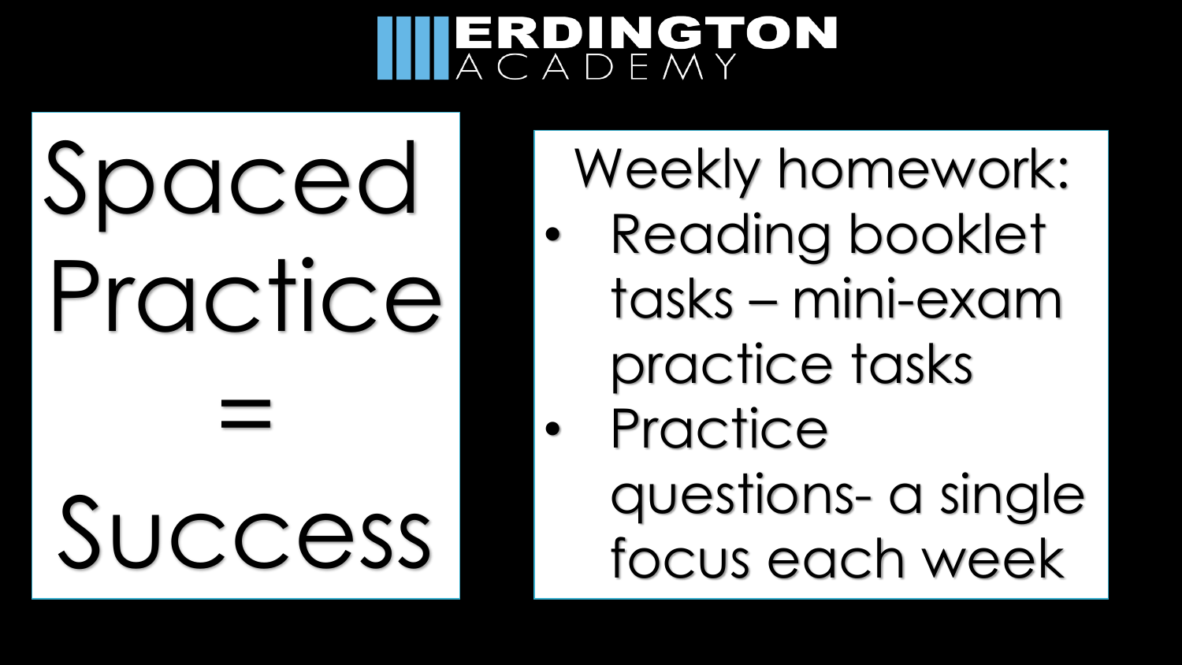# ERDINGTON ACADEMY

## Spaced Practice = Success

Weekly homework:

- Reading booklet tasks – mini-exam practice tasks
- Practice questions- a single focus each week